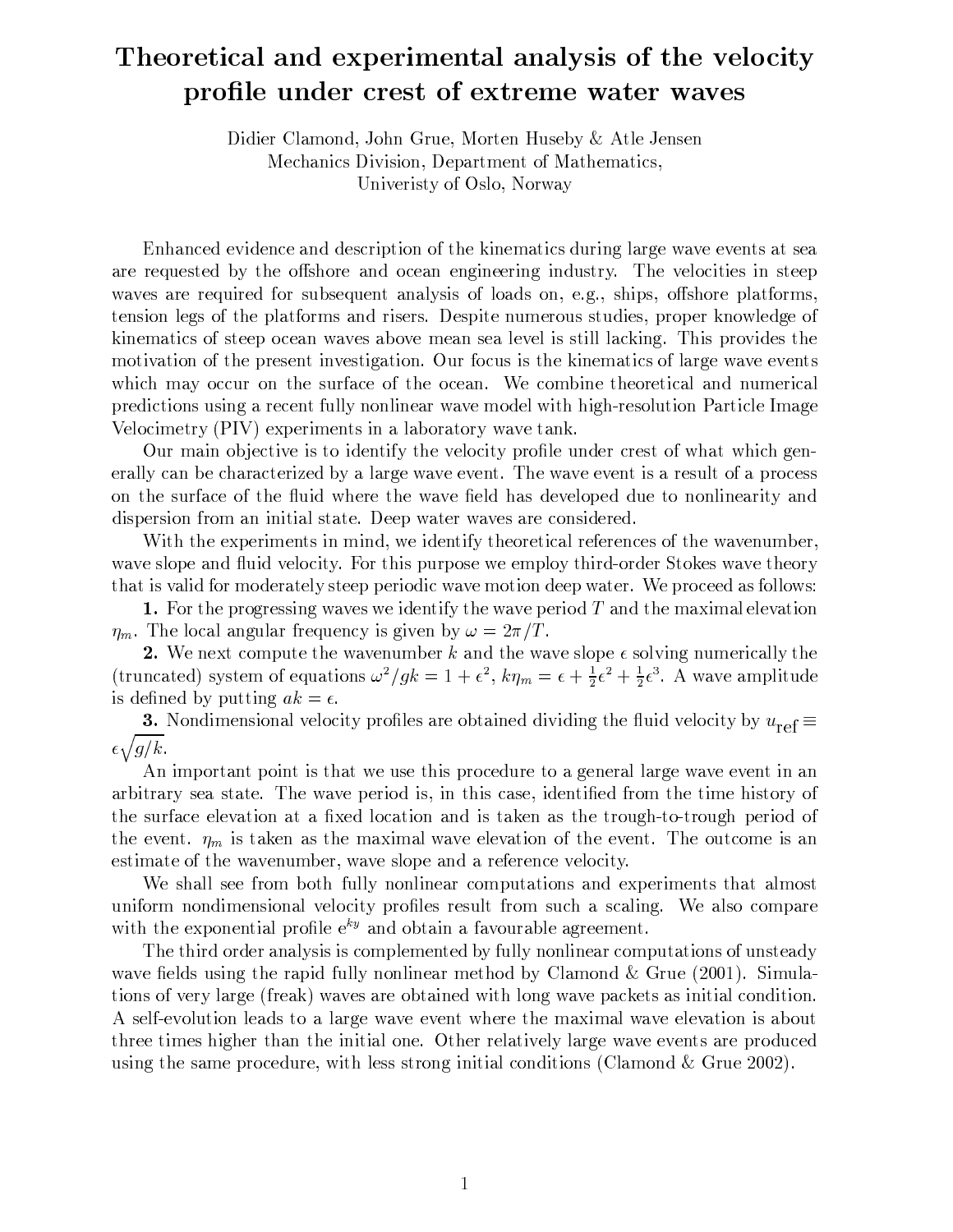# Theoretical and experimental analysis of the velocity profile under crest of extreme water waves

Didier Clamond, John Grue, Morten Huseby & Atle Jensen
Mechanics Division, Department of Mathematics,
Univeristy of Oslo, Norway

Enhanced evidence and description of the kinematics during large wave events at sea are requested by the offshore and ocean engineering industry. The velocities in steep waves are required for subsequent analysis of loads on, e.g., ships, offshore platforms, tension legs of the platforms and risers. Despite numerous studies, proper knowledge of kinematics of steep ocean waves above mean sea level is still lacking. This provides the motivation of the present investigation. Our focus is the kinematics of large wave events which may occur on the surface of the ocean. We combine theoretical and numerical predictions using a recent fully nonlinear wave model with high-resolution Particle Image Velocimetry (PIV) experiments in a laboratory wave tank.

Our main objective is to identify the velocity profile under crest of what which generally can be characterized by a large wave event. The wave event is a result of a process on the surface of the fluid where the wave field has developed due to nonlinearity and dispersion from an initial state. Deep water waves are considered.

With the experiments in mind, we identify theoretical references of the wavenumber, wave slope and fluid velocity. For this purpose we employ third-order Stokes wave theory that is valid for moderately steep periodic wave motion deep water. We proceed as follows:

**1.** For the progressing waves we identify the wave period $T$ and the maximal elevation $\eta_m$. The local angular frequency is given by $\omega = 2\pi/T$.

**2.** We next compute the wavenumber $k$ and the wave slope $\epsilon$ solving numerically the (truncated) system of equations $\omega^2/gk = 1 + \epsilon^2$, $k\eta_m = \epsilon + \frac{1}{2}\epsilon^2 + \frac{1}{2}\epsilon^3$. A wave amplitude is defined by putting $ak = \epsilon$.

**3.** Nondimensional velocity profiles are obtained dividing the fluid velocity by $u_{\mathrm{ref}} \equiv \epsilon\sqrt{g/k}$.

An important point is that we use this procedure to a general large wave event in an arbitrary sea state. The wave period is, in this case, identified from the time history of the surface elevation at a fixed location and is taken as the trough-to-trough period of the event. $\eta_m$ is taken as the maximal wave elevation of the event. The outcome is an estimate of the wavenumber, wave slope and a reference velocity.

We shall see from both fully nonlinear computations and experiments that almost uniform nondimensional velocity profiles result from such a scaling. We also compare with the exponential profile $\mathrm{e}^{ky}$ and obtain a favourable agreement.

The third order analysis is complemented by fully nonlinear computations of unsteady wave fields using the rapid fully nonlinear method by Clamond & Grue (2001). Simulations of very large (freak) waves are obtained with long wave packets as initial condition. A self-evolution leads to a large wave event where the maximal wave elevation is about three times higher than the initial one. Other relatively large wave events are produced using the same procedure, with less strong initial conditions (Clamond & Grue 2002).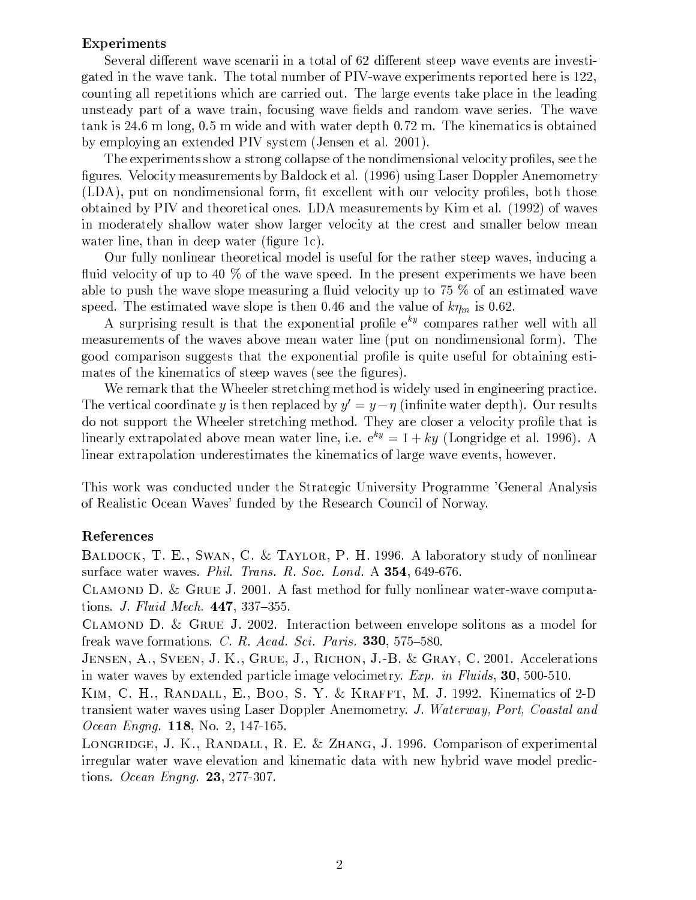## Experiments

Several different wave scenarii in a total of 62 different steep wave events are investigated in the wave tank. The total number of PIV-wave experiments reported here is 122, counting all repetitions which are carried out. The large events take place in the leading unsteady part of a wave train, focusing wave fields and random wave series. The wave tank is 24.6 m long, 0.5 m wide and with water depth 0.72 m. The kinematics is obtained by employing an extended PIV system (Jensen et al. 2001).

The experiments show a strong collapse of the nondimensional velocity profiles, see the figures. Velocity measurements by Baldock et al. (1996) using Laser Doppler Anemometry (LDA), put on nondimensional form, fit excellent with our velocity profiles, both those obtained by PIV and theoretical ones. LDA measurements by Kim et al. (1992) of waves in moderately shallow water show larger velocity at the crest and smaller below mean water line, than in deep water (figure 1c).

Our fully nonlinear theoretical model is useful for the rather steep waves, inducing a fluid velocity of up to 40 % of the wave speed. In the present experiments we have been able to push the wave slope measuring a fluid velocity up to 75 % of an estimated wave speed. The estimated wave slope is then 0.46 and the value of $k\eta_m$ is 0.62.

A surprising result is that the exponential profile $e^{ky}$ compares rather well with all measurements of the waves above mean water line (put on nondimensional form). The good comparison suggests that the exponential profile is quite useful for obtaining estimates of the kinematics of steep waves (see the figures).

We remark that the Wheeler stretching method is widely used in engineering practice. The vertical coordinate $y$ is then replaced by $y' = y - \eta$ (infinite water depth). Our results do not support the Wheeler stretching method. They are closer a velocity profile that is linearly extrapolated above mean water line, i.e. $e^{ky} = 1 + ky$ (Longridge et al. 1996). A linear extrapolation underestimates the kinematics of large wave events, however.

This work was conducted under the Strategic University Programme 'General Analysis of Realistic Ocean Waves' funded by the Research Council of Norway.

## References

Baldock, T. E., Swan, C. & Taylor, P. H. 1996. A laboratory study of nonlinear surface water waves. *Phil. Trans. R. Soc. Lond.* A **354**, 649-676.

Clamond D. & Grue J. 2001. A fast method for fully nonlinear water-wave computations. *J. Fluid Mech.* **447**, 337–355.

Clamond D. & Grue J. 2002. Interaction between envelope solitons as a model for freak wave formations. *C. R. Acad. Sci. Paris.* **330**, 575–580.

Jensen, A., Sveen, J. K., Grue, J., Richon, J.-B. & Gray, C. 2001. Accelerations in water waves by extended particle image velocimetry. *Exp. in Fluids*, **30**, 500-510.

Kim, C. H., Randall, E., Boo, S. Y. & Krafft, M. J. 1992. Kinematics of 2-D transient water waves using Laser Doppler Anemometry. *J. Waterway, Port, Coastal and Ocean Engng.* **118**, No. 2, 147-165.

Longridge, J. K., Randall, R. E. & Zhang, J. 1996. Comparison of experimental irregular water wave elevation and kinematic data with new hybrid wave model predictions. *Ocean Engng.* **23**, 277-307.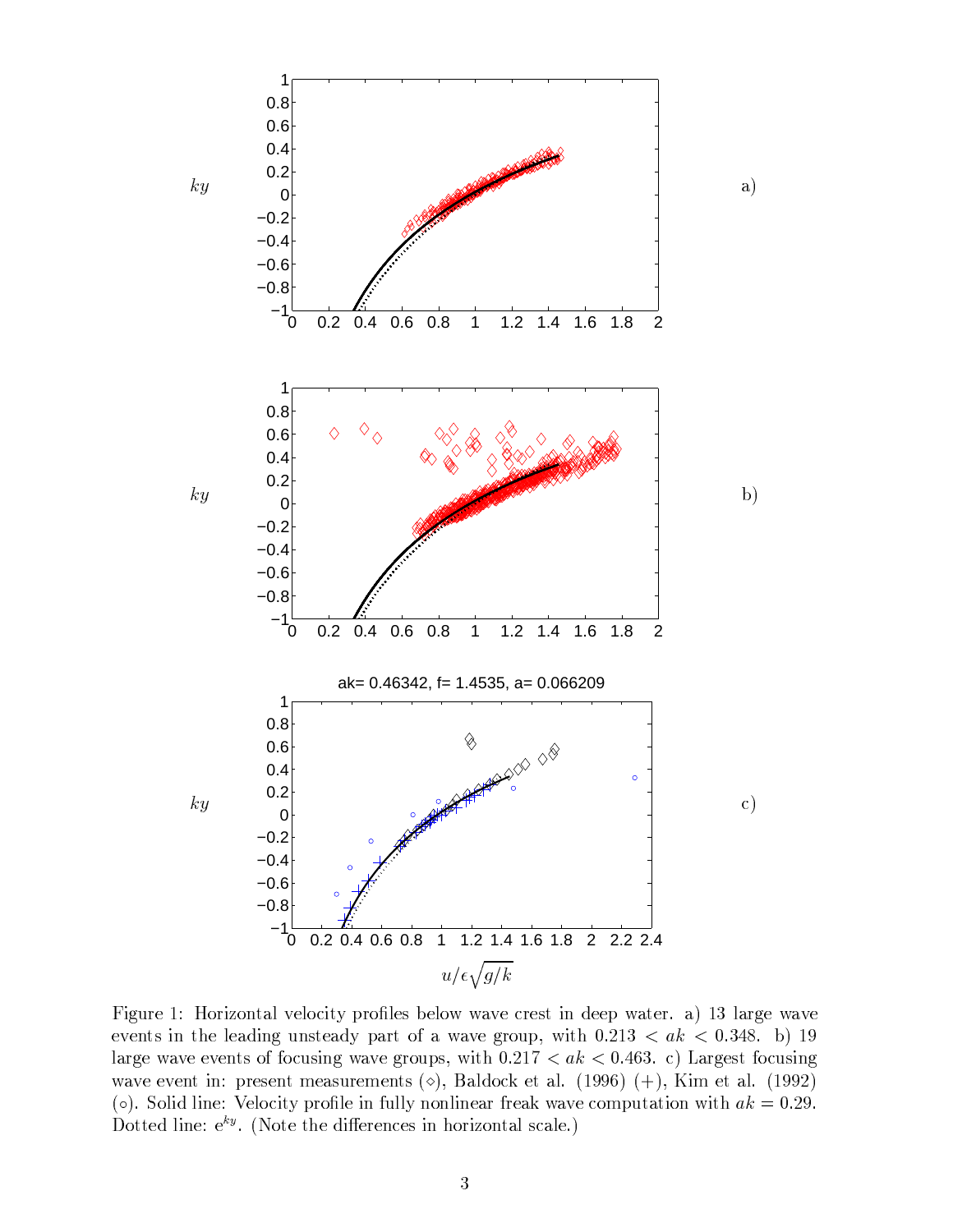Figure 1: Horizontal velocity profiles below wave crest in deep water. a) 13 large wave events in the leading unsteady part of a wave group, with $0.213 < ak < 0.348$. b) 19 large wave events of focusing wave groups, with $0.217 < ak < 0.463$. c) Largest focusing wave event in: present measurements ($\diamond$), Baldock et al. (1996) ($+$), Kim et al. (1992) ($\circ$). Solid line: Velocity profile in fully nonlinear freak wave computation with $ak = 0.29$. Dotted line: $e^{ky}$. (Note the differences in horizontal scale.)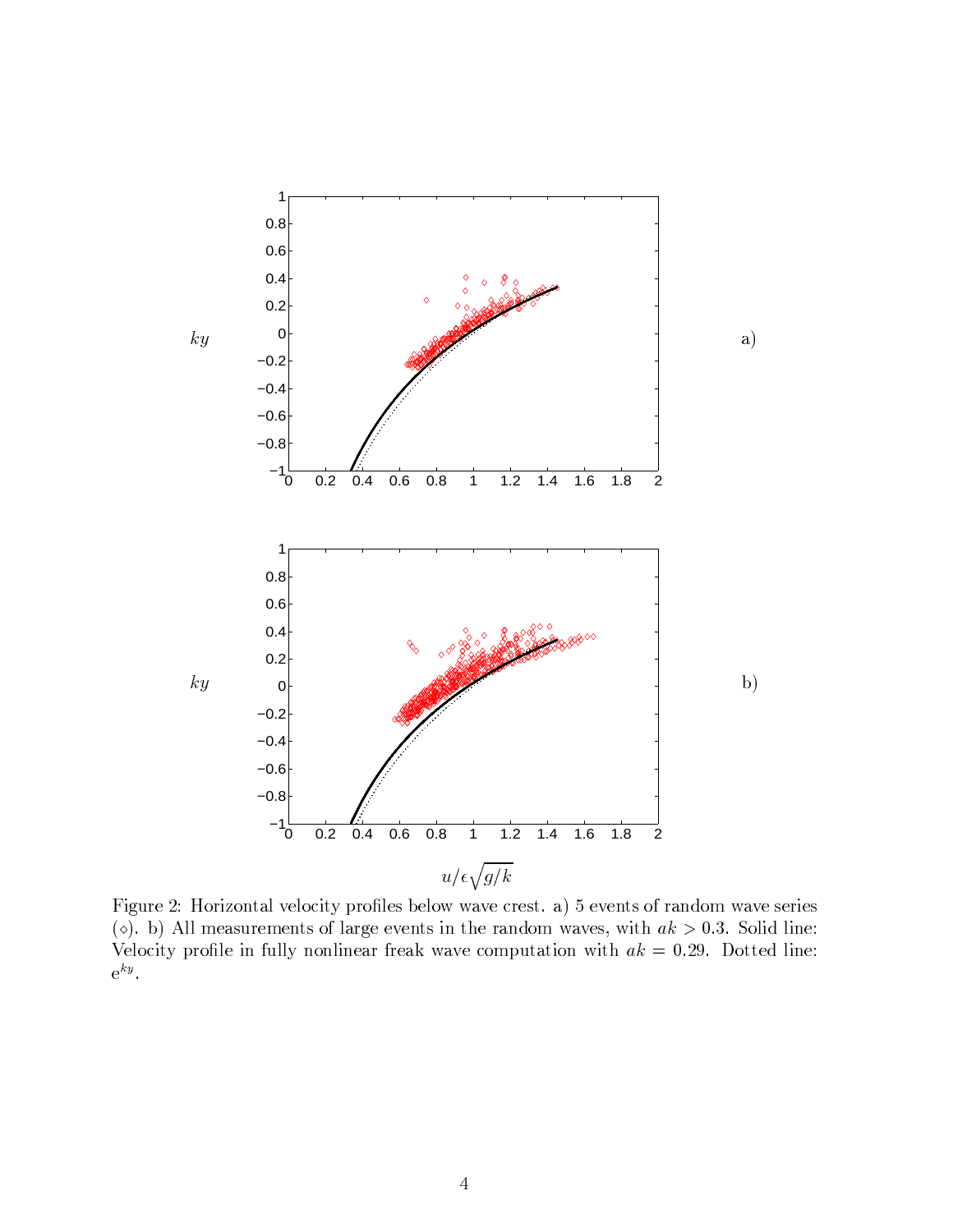Figure 2: Horizontal velocity profiles below wave crest. a) 5 events of random wave series ($\diamond$). b) All measurements of large events in the random waves, with $ak > 0.3$. Solid line: Velocity profile in fully nonlinear freak wave computation with $ak = 0.29$. Dotted line: $\mathrm{e}^{ky}$.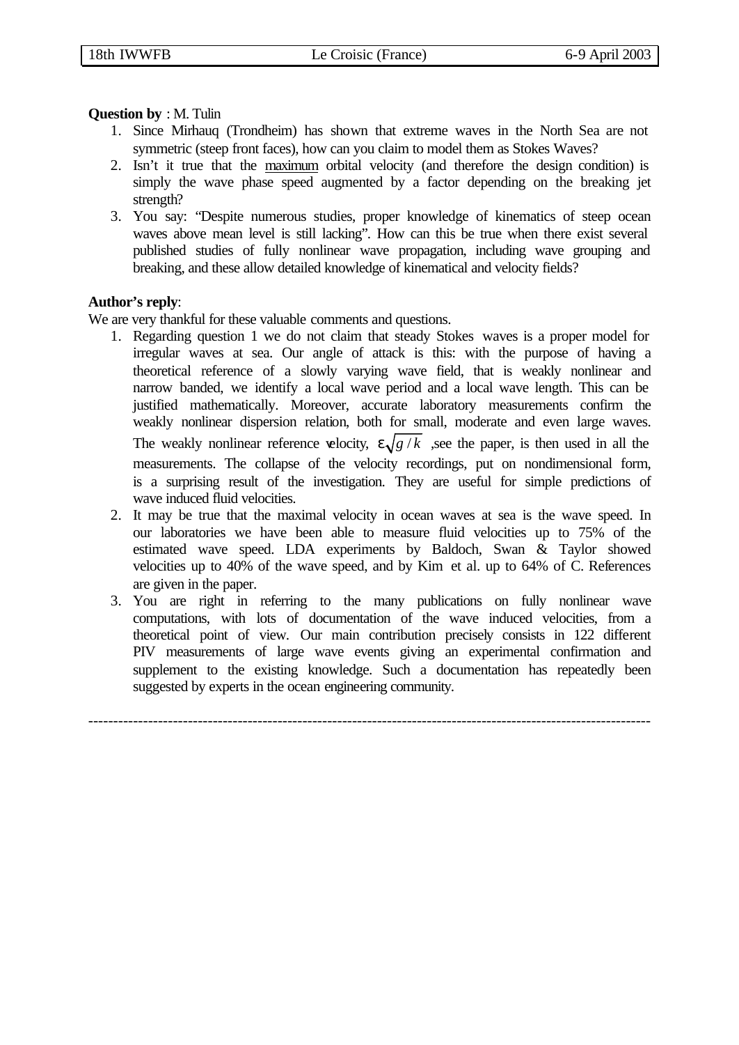**Question by** : M. Tulin

1. Since Mirhauq (Trondheim) has shown that extreme waves in the North Sea are not symmetric (steep front faces), how can you claim to model them as Stokes Waves?
2. Isn't it true that the <u>maximum</u> orbital velocity (and therefore the design condition) is simply the wave phase speed augmented by a factor depending on the breaking jet strength?
3. You say: "Despite numerous studies, proper knowledge of kinematics of steep ocean waves above mean level is still lacking". How can this be true when there exist several published studies of fully nonlinear wave propagation, including wave grouping and breaking, and these allow detailed knowledge of kinematical and velocity fields?

**Author's reply**:

We are very thankful for these valuable comments and questions.

1. Regarding question 1 we do not claim that steady Stokes waves is a proper model for irregular waves at sea. Our angle of attack is this: with the purpose of having a theoretical reference of a slowly varying wave field, that is weakly nonlinear and narrow banded, we identify a local wave period and a local wave length. This can be justified mathematically. Moreover, accurate laboratory measurements confirm the weakly nonlinear dispersion relation, both for small, moderate and even large waves. The weakly nonlinear reference velocity, $\varepsilon\sqrt{g/k}$ ,see the paper, is then used in all the measurements. The collapse of the velocity recordings, put on nondimensional form, is a surprising result of the investigation. They are useful for simple predictions of wave induced fluid velocities.
2. It may be true that the maximal velocity in ocean waves at sea is the wave speed. In our laboratories we have been able to measure fluid velocities up to 75% of the estimated wave speed. LDA experiments by Baldoch, Swan & Taylor showed velocities up to 40% of the wave speed, and by Kim et al. up to 64% of C. References are given in the paper.
3. You are right in referring to the many publications on fully nonlinear wave computations, with lots of documentation of the wave induced velocities, from a theoretical point of view. Our main contribution precisely consists in 122 different PIV measurements of large wave events giving an experimental confirmation and supplement to the existing knowledge. Such a documentation has repeatedly been suggested by experts in the ocean engineering community.

---